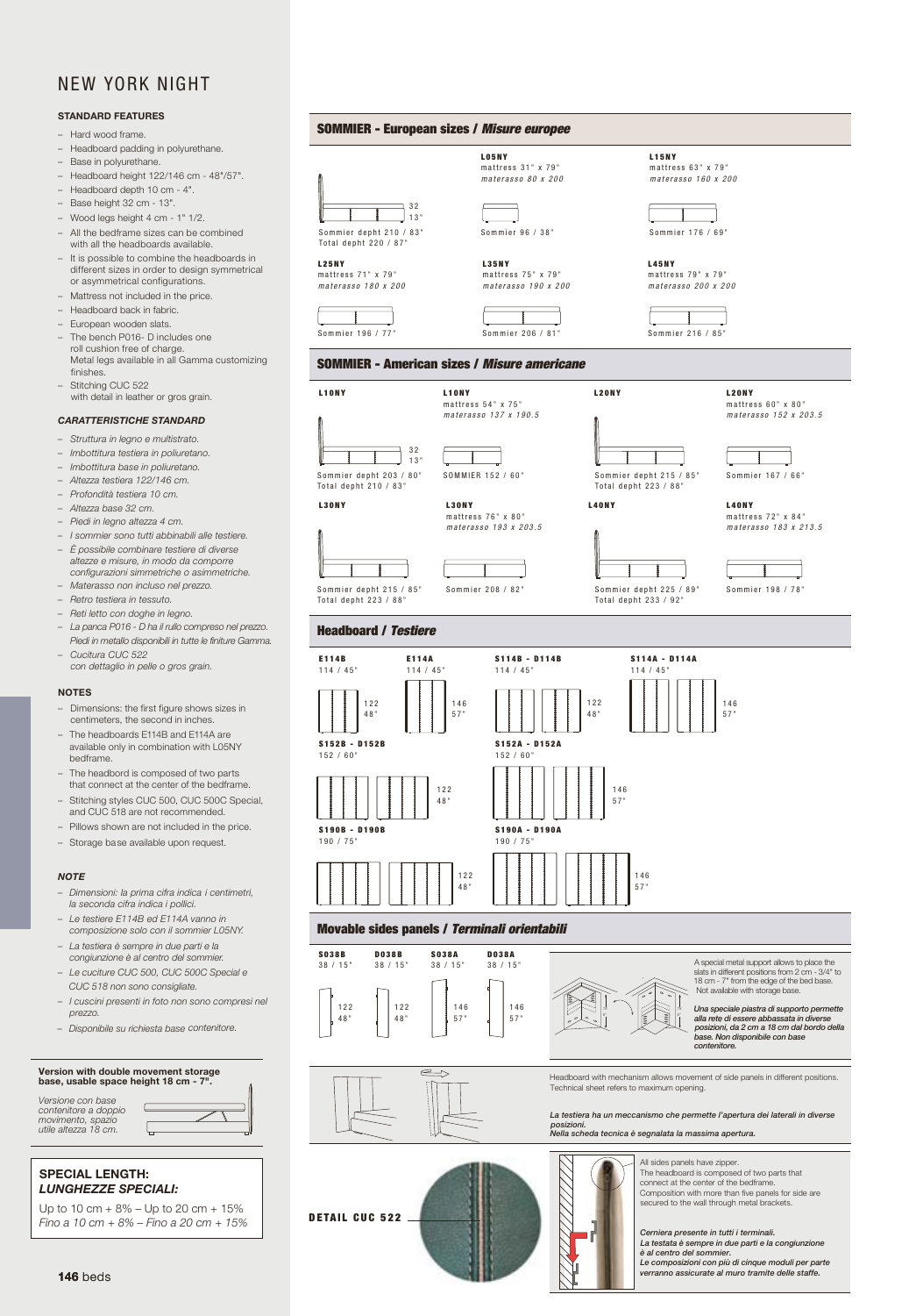# NEW YORK NIGHT

### STANDARD FEATURES

- Hard wood frame.
- Headboard padding in polyurethane.
- Base in polyurethane.
- Headboard height 122/146 cm - 48"/57".
- Headboard depth 10 cm - 4".
- Base height 32 cm - 13".
- Wood legs height 4 cm - 1" 1/2.
- All the bedframe sizes can be combined with all the headboards available.
- It is possible to combine the headboards in different sizes in order to design symmetrical or asymmetrical configurations.
- Mattress not included in the price.
- Headboard back in fabric.
- European wooden slats.
- The bench P016- D includes one roll cushion free of charge. Metal legs available in all Gamma customizing finishes.
- Stitching CUC 522 with detail in leather or gros grain.

### *CARATTERISTICHE STANDARD*

- *Struttura in legno e multistrato.*
- *Imbottitura testiera in poliuretano.*
- *Imbottitura base in poliuretano.*
- *Altezza testiera 122/146 cm.*
- *Profondità testiera 10 cm.*
- *Altezza base 32 cm.*
- *Piedi in legno altezza 4 cm.*
- *I sommier sono tutti abbinabili alle testiere.*
- *È possibile combinare testiere di diverse altezze e misure, in modo da comporre configurazioni simmetriche o asimmetriche.*
- *Materasso non incluso nel prezzo.*
- *Retro testiera in tessuto.*
- *Reti letto con doghe in legno.*
- *La panca P016 - D ha il rullo compreso nel prezzo. Piedi in metallo disponibili in tutte le finiture Gamma.*
- *Cucitura CUC 522 con dettaglio in pelle o gros grain.*

### NOTES

- Dimensions: the first figure shows sizes in centimeters, the second in inches.
- The headboards E114B and E114A are available only in combination with L05NY bedframe.
- The headboard is composed of two parts that connect at the center of the bedframe.
- Stitching styles CUC 500, CUC 500C Special, and CUC 518 are not recommended.
- Pillows shown are not included in the price.
- Storage base available upon request.

### *NOTE*

- *Dimensioni: la prima cifra indica i centimetri, la seconda cifra indica i pollici.*
- *Le testiere E114B ed E114A vanno in composizione solo con il sommier L05NY.*
- *La testiera è sempre in due parti e la congiunzione è al centro del sommier.*
- *Le cuciture CUC 500, CUC 500C Special e CUC 518 non sono consigliate.*
- *I cuscini presenti in foto non sono compresi nel prezzo.*
- *Disponibile su richiesta base contenitore.*

**Version with double movement storage base, usable space height 18 cm - 7".**

*Versione con base contenitore a doppio movimento, spazio utile altezza 18 cm.*

### SPECIAL LENGTH:
### *LUNGHEZZE SPECIALI:*

Up to 10 cm + 8% – Up to 20 cm + 15%
*Fino a 10 cm + 8% – Fino a 20 cm + 15%*

## SOMMIER - European sizes / *Misure europee*

32 / 13"
Sommier depht 210 / 83"
Total depht 220 / 87"

**L05NY**
mattress 31" x 79"
*materasso 80 x 200*
Sommier 96 / 38"

**L15NY**
mattress 63" x 79"
*materasso 160 x 200*
Sommier 176 / 69"

**L25NY**
mattress 71" x 79"
*materasso 180 x 200*
Sommier 196 / 77"

**L35NY**
mattress 75" x 79"
*materasso 190 x 200*
Sommier 206 / 81"

**L45NY**
mattress 79" x 79"
*materasso 200 x 200*
Sommier 216 / 85"

## SOMMIER - American sizes / *Misure americane*

**L10NY**
32 / 13"
Sommier depht 203 / 80"
Total depht 210 / 83"

**L10NY**
mattress 54" x 75"
*materasso 137 x 190.5*
SOMMIER 152 / 60"

**L20NY**
Sommier depht 215 / 85"
Total depht 223 / 88"

**L20NY**
mattress 60" x 80"
*materasso 152 x 203.5*
Sommier 167 / 66"

**L30NY**
Sommier depht 215 / 85"
Total depht 223 / 88"

**L30NY**
mattress 76" x 80"
*materasso 193 x 203.5*
Sommier 208 / 82"

**L40NY**
Sommier depht 225 / 89"
Total depht 233 / 92"

**L40NY**
mattress 72" x 84"
*materasso 183 x 213.5*
Sommier 198 / 78"

## Headboard / *Testiere*

**E114B**
114 / 45"
122 / 48"

**E114A**
114 / 45"
146 / 57"

**S114B - D114B**
114 / 45"
122 / 48"

**S114A - D114A**
114 / 45"
146 / 57"

**S152B - D152B**
152 / 60"
122 / 48"

**S152A - D152A**
152 / 60"
146 / 57"

**S190B - D190B**
190 / 75"
122 / 48"

**S190A - D190A**
190 / 75"
146 / 57"

## Movable sides panels / *Terminali orientabili*

**S038B** 38 / 15" — 122 / 48"
**D038B** 38 / 15" — 122 / 48"
**S038A** 38 / 15" — 146 / 57"
**D038A** 38 / 15" — 146 / 57"

A special metal support allows to place the slats in different positions from 2 cm - 3/4" to 18 cm - 7" from the edge of the bed base. Not available with storage base.

***Una speciale piastra di supporto permette alla rete di essere abbassata in diverse posizioni, da 2 cm a 18 cm dal bordo della base. Non disponibile con base contenitore.***

Headboard with mechanism allows movement of side panels in different positions. Technical sheet refers to maximum opening.

***La testiera ha un meccanismo che permette l'apertura dei laterali in diverse posizioni. Nella scheda tecnica è segnalata la massima apertura.***

**DETAIL CUC 522**

All sides panels have zipper.
The headboard is composed of two parts that connect at the center of the bedframe.
Composition with more than five panels for side are secured to the wall through metal brackets.

***Cerniera presente in tutti i terminali.***
***La testata è sempre in due parti e la congiunzione è al centro del sommier.***
***Le composizioni con più di cinque moduli per parte verranno assicurate al muro tramite delle staffe.***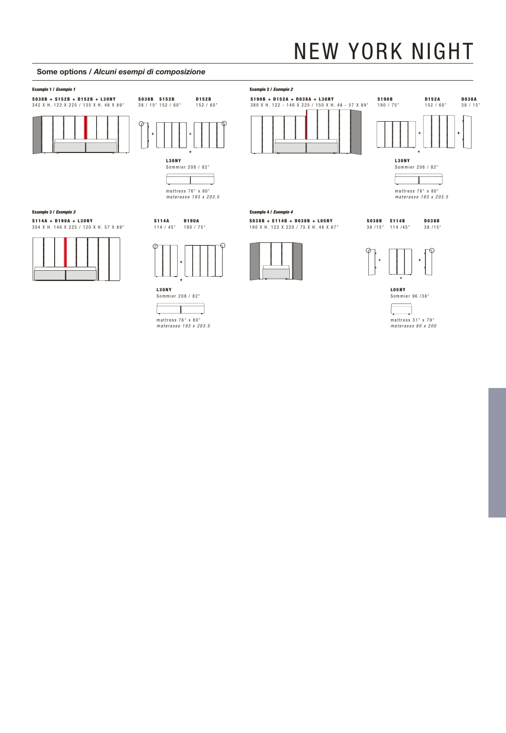# NEW YORK NIGHT

## Some options / *Alcuni esempi di composizione*

### Example 1 / *Esempio 1*

**S038B + S152B + D152B + L30NY**
342 X H. 122 X 225 / 135 X H. 48 X 89"

**S038B** 38 / 15"
**S152B** 152 / 60"
**D152B** 152 / 60"

**L30NY**
Sommier 208 / 82"

mattress 76" x 80"
*materasso 193 x 203.5*

### Example 2 / *Esempio 2*

**S190B + D152A + D038A + L30NY**
380 X H. 122 - 146 X 225 / 150 X H. 48 - 57 X 89"

**S190B** 190 / 75"
**D152A** 152 / 60"
**D038A** 38 / 15"

**L30NY**
Sommier 208 / 82"

mattress 76" x 80"
*materasso 193 x 203.5*

### Example 3 / *Esempio 3*

**S114A + D190A + L30NY**
304 X H. 146 X 225 / 120 X H. 57 X 89"

**S114A** 114 / 45"
**D190A** 190 / 75"

**L30NY**
Sommier 208 / 82"

mattress 76" x 80"
*materasso 193 x 203.5*

### Example 4 / *Esempio 4*

**S038B + E114B + D038B + L05NY**
190 X H. 122 X 220 / 75 X H. 48 X 87"

**S038B** 38 /15"
**E114B** 114 /45"
**D038B** 38 /15"

**L05NY**
Sommier 96 /38"

mattress 31" x 79"
*materasso 80 x 200*